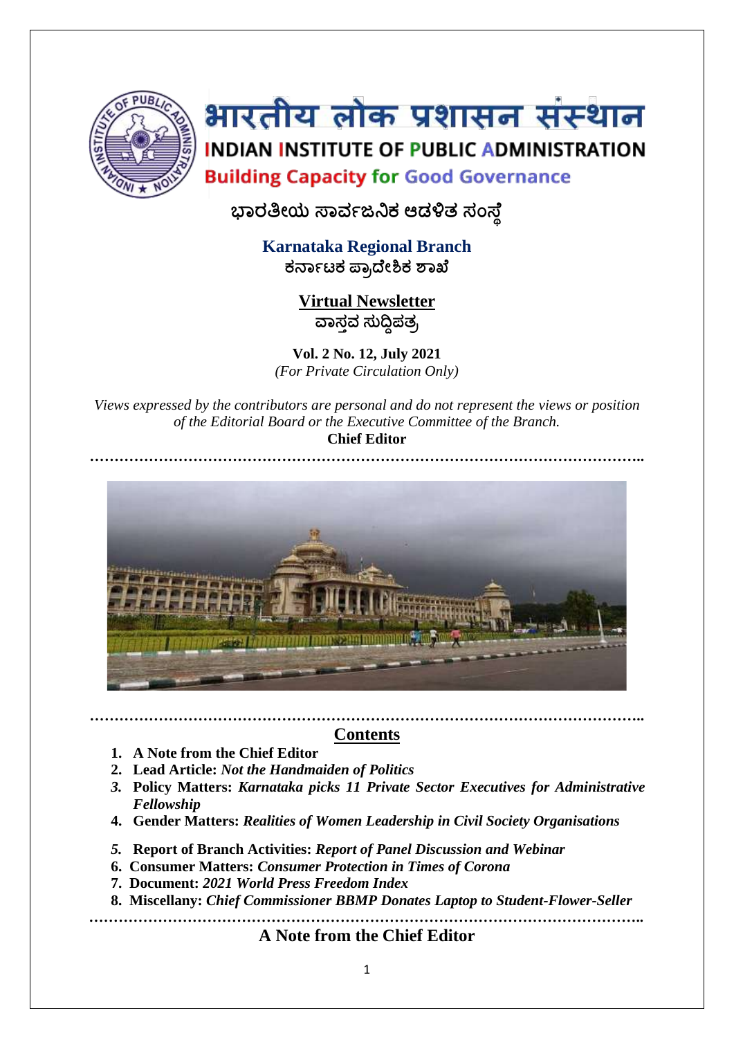# भारतीय लोक प्रशासन संस्थान

## INDIAN INSTITUTE OF PUBLIC ADMINISTRATION

**Building Capacity for Good Governance**

**ಭಾರತೀಯ ಸಾರ್ವಜನಿಕ ಆಡಳಿತ ಸಂಸ್ಥೆ**

**Karnataka Regional Branch**
**ಕರ್ನಾಟಕ ಪ್ರಾದೇಶಿಕ ಶಾಖೆ**

**Virtual Newsletter**
**ವಾಸ್ತವ ಸುದ್ದಿಪತ್ರ**

**Vol. 2 No. 12, July 2021**
*(For Private Circulation Only)*

*Views expressed by the contributors are personal and do not represent the views or position of the Editorial Board or the Executive Committee of the Branch.*
**Chief Editor**

…………………………………………………………………………………………………..

…………………………………………………………………………………………………..

## Contents

1. **A Note from the Chief Editor**
2. **Lead Article:** ***Not the Handmaiden of Politics***
3. **Policy Matters:** ***Karnataka picks 11 Private Sector Executives for Administrative Fellowship***
4. **Gender Matters:** ***Realities of Women Leadership in Civil Society Organisations***
5. **Report of Branch Activities:** ***Report of Panel Discussion and Webinar***
6. **Consumer Matters:** ***Consumer Protection in Times of Corona***
7. **Document:** ***2021 World Press Freedom Index***
8. **Miscellany:** ***Chief Commissioner BBMP Donates Laptop to Student-Flower-Seller***

…………………………………………………………………………………………………..

## A Note from the Chief Editor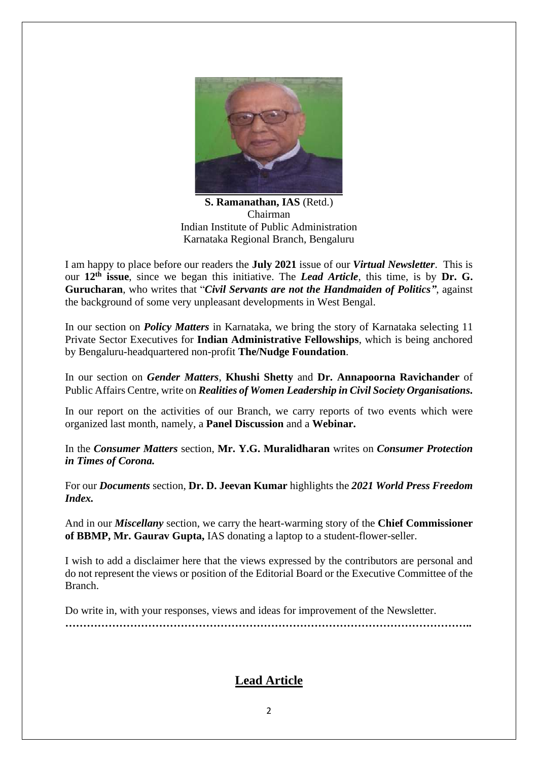**S. Ramanathan, IAS** (Retd.)
Chairman
Indian Institute of Public Administration
Karnataka Regional Branch, Bengaluru

I am happy to place before our readers the **July 2021** issue of our ***Virtual Newsletter***. This is our **12th issue**, since we began this initiative. The ***Lead Article***, this time, is by **Dr. G. Gurucharan**, who writes that "***Civil Servants are not the Handmaiden of Politics***", against the background of some very unpleasant developments in West Bengal.

In our section on ***Policy Matters*** in Karnataka, we bring the story of Karnataka selecting 11 Private Sector Executives for **Indian Administrative Fellowships**, which is being anchored by Bengaluru-headquartered non-profit **The/Nudge Foundation**.

In our section on ***Gender Matters***, **Khushi Shetty** and **Dr. Annapoorna Ravichander** of Public Affairs Centre, write on ***Realities of Women Leadership in Civil Society Organisations.***

In our report on the activities of our Branch, we carry reports of two events which were organized last month, namely, a **Panel Discussion** and a **Webinar.**

In the ***Consumer Matters*** section, **Mr. Y.G. Muralidharan** writes on ***Consumer Protection in Times of Corona.***

For our ***Documents*** section, **Dr. D. Jeevan Kumar** highlights the ***2021 World Press Freedom Index.***

And in our ***Miscellany*** section, we carry the heart-warming story of the **Chief Commissioner of BBMP, Mr. Gaurav Gupta,** IAS donating a laptop to a student-flower-seller.

I wish to add a disclaimer here that the views expressed by the contributors are personal and do not represent the views or position of the Editorial Board or the Executive Committee of the Branch.

Do write in, with your responses, views and ideas for improvement of the Newsletter.

**…………………………………………………………………………………………………..**

## Lead Article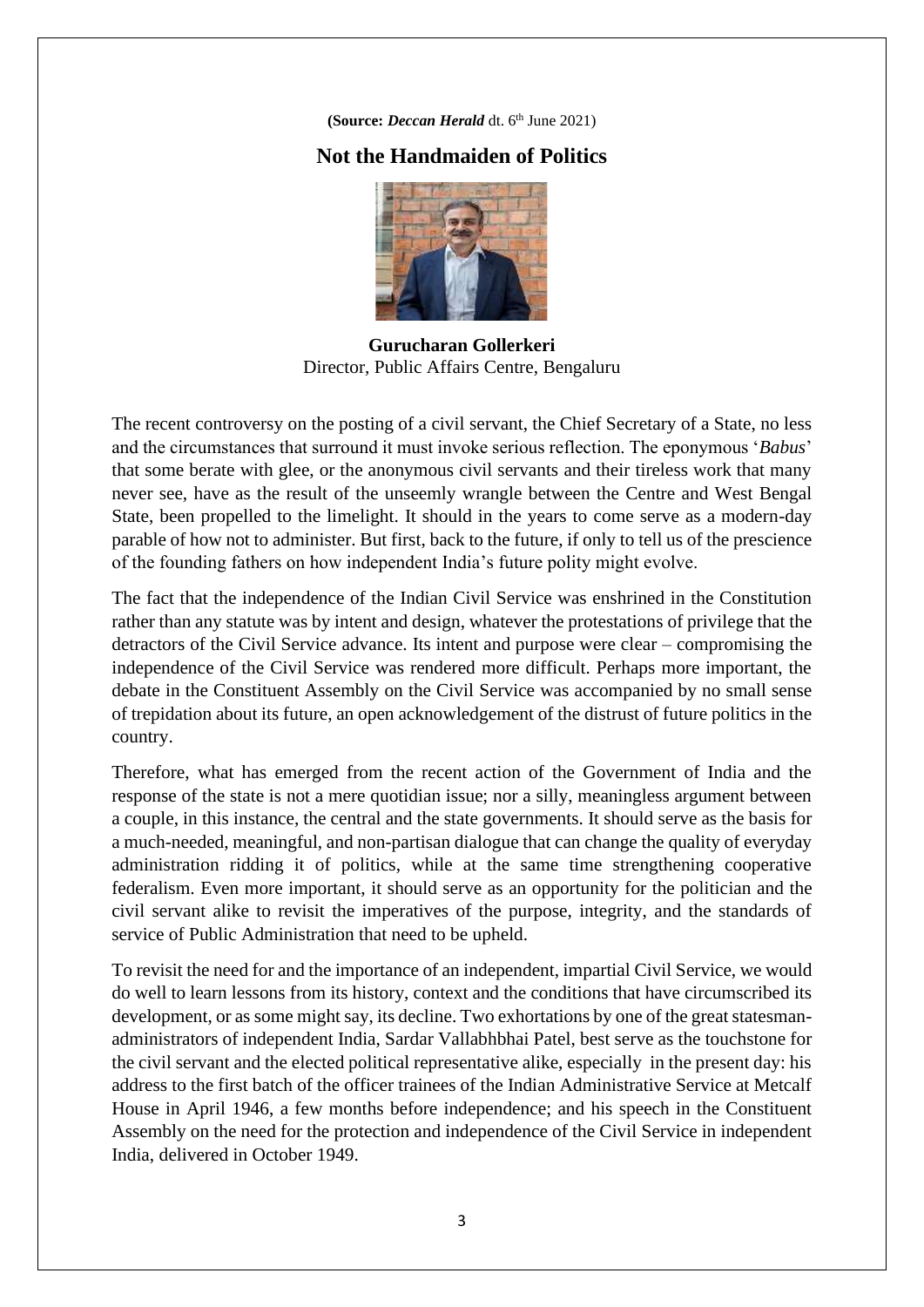**(Source:** ***Deccan Herald*** dt. 6th June 2021)

## Not the Handmaiden of Politics

**Gurucharan Gollerkeri**
Director, Public Affairs Centre, Bengaluru

The recent controversy on the posting of a civil servant, the Chief Secretary of a State, no less and the circumstances that surround it must invoke serious reflection. The eponymous '*Babus*' that some berate with glee, or the anonymous civil servants and their tireless work that many never see, have as the result of the unseemly wrangle between the Centre and West Bengal State, been propelled to the limelight. It should in the years to come serve as a modern-day parable of how not to administer. But first, back to the future, if only to tell us of the prescience of the founding fathers on how independent India's future polity might evolve.

The fact that the independence of the Indian Civil Service was enshrined in the Constitution rather than any statute was by intent and design, whatever the protestations of privilege that the detractors of the Civil Service advance. Its intent and purpose were clear – compromising the independence of the Civil Service was rendered more difficult. Perhaps more important, the debate in the Constituent Assembly on the Civil Service was accompanied by no small sense of trepidation about its future, an open acknowledgement of the distrust of future politics in the country.

Therefore, what has emerged from the recent action of the Government of India and the response of the state is not a mere quotidian issue; nor a silly, meaningless argument between a couple, in this instance, the central and the state governments. It should serve as the basis for a much-needed, meaningful, and non-partisan dialogue that can change the quality of everyday administration ridding it of politics, while at the same time strengthening cooperative federalism. Even more important, it should serve as an opportunity for the politician and the civil servant alike to revisit the imperatives of the purpose, integrity, and the standards of service of Public Administration that need to be upheld.

To revisit the need for and the importance of an independent, impartial Civil Service, we would do well to learn lessons from its history, context and the conditions that have circumscribed its development, or as some might say, its decline. Two exhortations by one of the great statesman-administrators of independent India, Sardar Vallabhbhai Patel, best serve as the touchstone for the civil servant and the elected political representative alike, especially in the present day: his address to the first batch of the officer trainees of the Indian Administrative Service at Metcalf House in April 1946, a few months before independence; and his speech in the Constituent Assembly on the need for the protection and independence of the Civil Service in independent India, delivered in October 1949.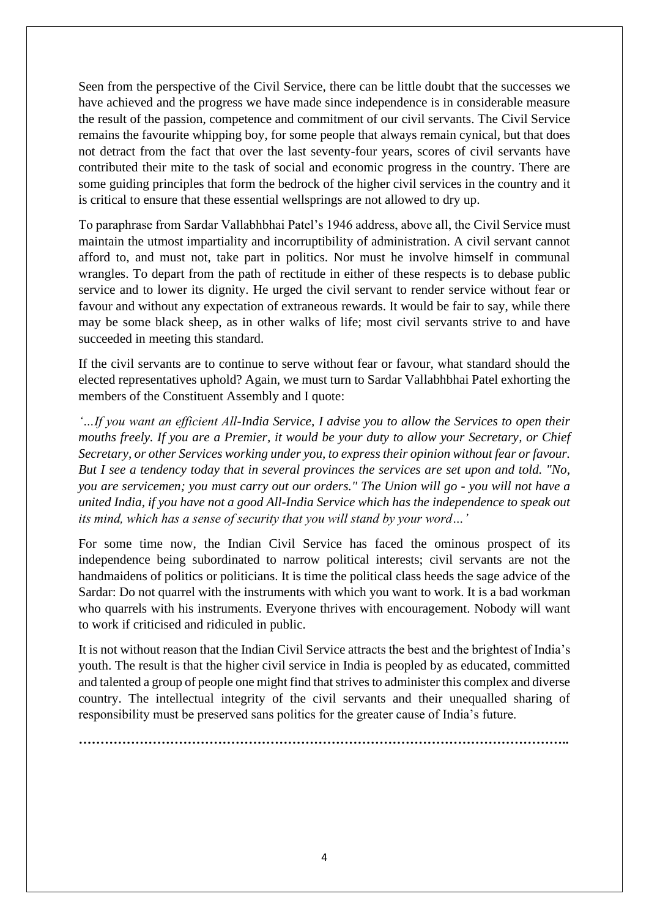Seen from the perspective of the Civil Service, there can be little doubt that the successes we have achieved and the progress we have made since independence is in considerable measure the result of the passion, competence and commitment of our civil servants. The Civil Service remains the favourite whipping boy, for some people that always remain cynical, but that does not detract from the fact that over the last seventy-four years, scores of civil servants have contributed their mite to the task of social and economic progress in the country. There are some guiding principles that form the bedrock of the higher civil services in the country and it is critical to ensure that these essential wellsprings are not allowed to dry up.

To paraphrase from Sardar Vallabhbhai Patel's 1946 address, above all, the Civil Service must maintain the utmost impartiality and incorruptibility of administration. A civil servant cannot afford to, and must not, take part in politics. Nor must he involve himself in communal wrangles. To depart from the path of rectitude in either of these respects is to debase public service and to lower its dignity. He urged the civil servant to render service without fear or favour and without any expectation of extraneous rewards. It would be fair to say, while there may be some black sheep, as in other walks of life; most civil servants strive to and have succeeded in meeting this standard.

If the civil servants are to continue to serve without fear or favour, what standard should the elected representatives uphold? Again, we must turn to Sardar Vallabhbhai Patel exhorting the members of the Constituent Assembly and I quote:

*'…If you want an efficient All-India Service, I advise you to allow the Services to open their mouths freely. If you are a Premier, it would be your duty to allow your Secretary, or Chief Secretary, or other Services working under you, to express their opinion without fear or favour. But I see a tendency today that in several provinces the services are set upon and told. "No, you are servicemen; you must carry out our orders." The Union will go - you will not have a united India, if you have not a good All-India Service which has the independence to speak out its mind, which has a sense of security that you will stand by your word…'*

For some time now, the Indian Civil Service has faced the ominous prospect of its independence being subordinated to narrow political interests; civil servants are not the handmaidens of politics or politicians. It is time the political class heeds the sage advice of the Sardar: Do not quarrel with the instruments with which you want to work. It is a bad workman who quarrels with his instruments. Everyone thrives with encouragement. Nobody will want to work if criticised and ridiculed in public.

It is not without reason that the Indian Civil Service attracts the best and the brightest of India's youth. The result is that the higher civil service in India is peopled by as educated, committed and talented a group of people one might find that strives to administer this complex and diverse country. The intellectual integrity of the civil servants and their unequalled sharing of responsibility must be preserved sans politics for the greater cause of India's future.

**……………………………………………………………………………………………..**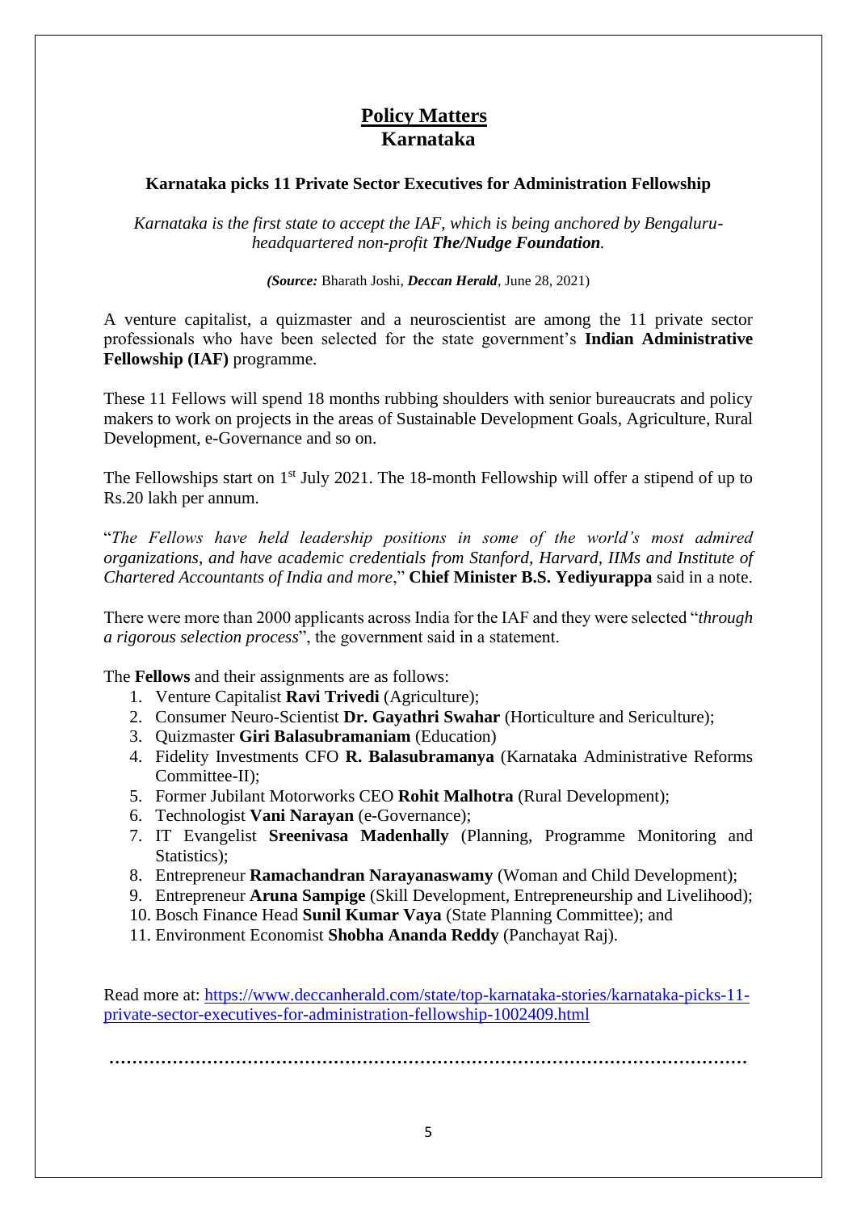# Policy Matters
## Karnataka

### Karnataka picks 11 Private Sector Executives for Administration Fellowship

*Karnataka is the first state to accept the IAF, which is being anchored by Bengaluru-headquartered non-profit **The/Nudge Foundation**.*

***(Source:*** Bharath Joshi, ***Deccan Herald***, June 28, 2021)

A venture capitalist, a quizmaster and a neuroscientist are among the 11 private sector professionals who have been selected for the state government's **Indian Administrative Fellowship (IAF)** programme.

These 11 Fellows will spend 18 months rubbing shoulders with senior bureaucrats and policy makers to work on projects in the areas of Sustainable Development Goals, Agriculture, Rural Development, e-Governance and so on.

The Fellowships start on 1st July 2021. The 18-month Fellowship will offer a stipend of up to Rs.20 lakh per annum.

"*The Fellows have held leadership positions in some of the world's most admired organizations, and have academic credentials from Stanford, Harvard, IIMs and Institute of Chartered Accountants of India and more*," **Chief Minister B.S. Yediyurappa** said in a note.

There were more than 2000 applicants across India for the IAF and they were selected "*through a rigorous selection process*", the government said in a statement.

The **Fellows** and their assignments are as follows:

1. Venture Capitalist **Ravi Trivedi** (Agriculture);
2. Consumer Neuro-Scientist **Dr. Gayathri Swahar** (Horticulture and Sericulture);
3. Quizmaster **Giri Balasubramaniam** (Education)
4. Fidelity Investments CFO **R. Balasubramanya** (Karnataka Administrative Reforms Committee-II);
5. Former Jubilant Motorworks CEO **Rohit Malhotra** (Rural Development);
6. Technologist **Vani Narayan** (e-Governance);
7. IT Evangelist **Sreenivasa Madenhally** (Planning, Programme Monitoring and Statistics);
8. Entrepreneur **Ramachandran Narayanaswamy** (Woman and Child Development);
9. Entrepreneur **Aruna Sampige** (Skill Development, Entrepreneurship and Livelihood);
10. Bosch Finance Head **Sunil Kumar Vaya** (State Planning Committee); and
11. Environment Economist **Shobha Ananda Reddy** (Panchayat Raj).

Read more at: [https://www.deccanherald.com/state/top-karnataka-stories/karnataka-picks-11-private-sector-executives-for-administration-fellowship-1002409.html](https://www.deccanherald.com/state/top-karnataka-stories/karnataka-picks-11-private-sector-executives-for-administration-fellowship-1002409.html)

……………………………………………………………………………………………………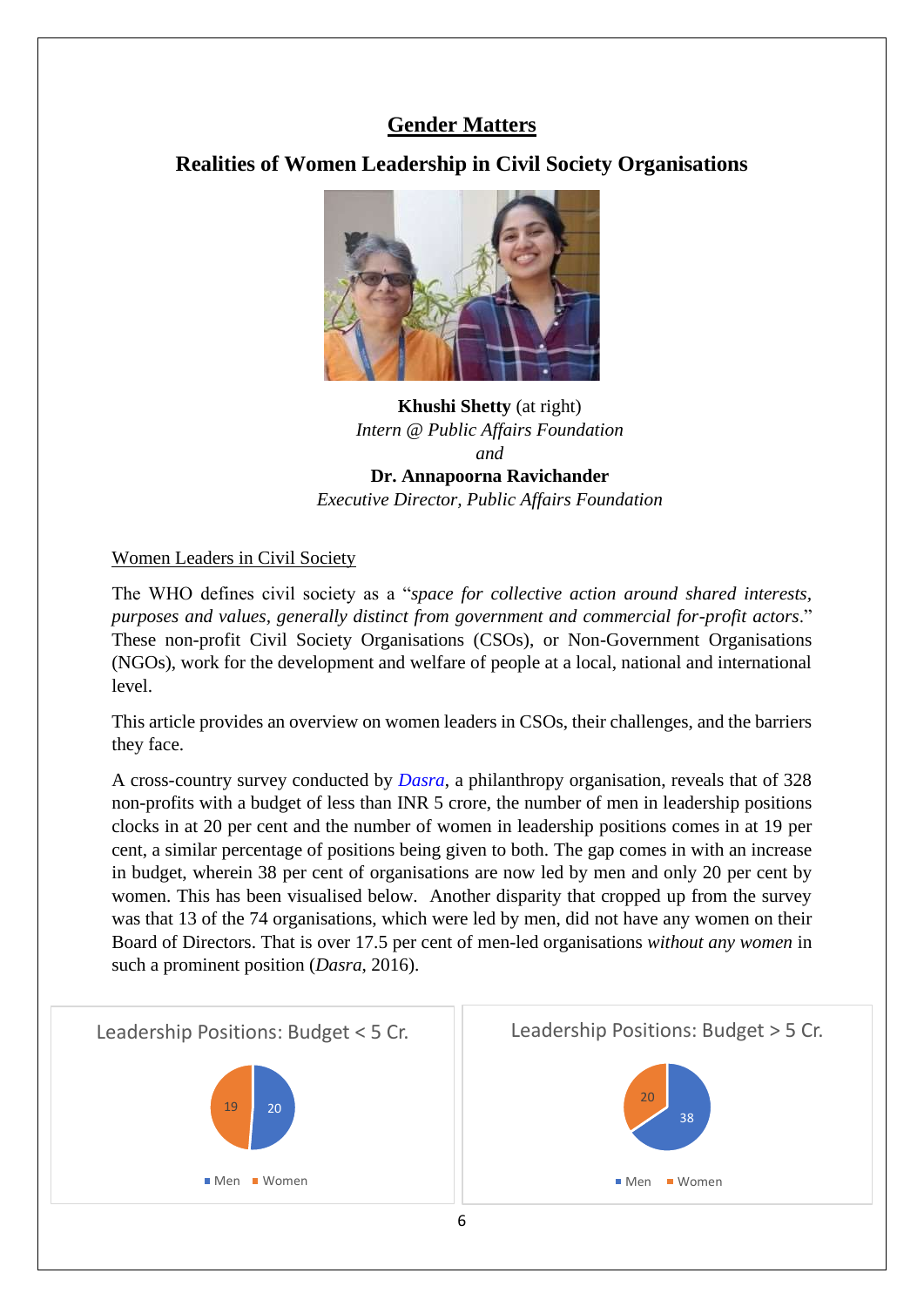# Gender Matters

## Realities of Women Leadership in Civil Society Organisations

**Khushi Shetty** (at right)
*Intern @ Public Affairs Foundation*
*and*
**Dr. Annapoorna Ravichander**
*Executive Director, Public Affairs Foundation*

### Women Leaders in Civil Society

The WHO defines civil society as a "*space for collective action around shared interests, purposes and values, generally distinct from government and commercial for-profit actors*." These non-profit Civil Society Organisations (CSOs), or Non-Government Organisations (NGOs), work for the development and welfare of people at a local, national and international level.

This article provides an overview on women leaders in CSOs, their challenges, and the barriers they face.

A cross-country survey conducted by *Dasra*, a philanthropy organisation, reveals that of 328 non-profits with a budget of less than INR 5 crore, the number of men in leadership positions clocks in at 20 per cent and the number of women in leadership positions comes in at 19 per cent, a similar percentage of positions being given to both. The gap comes in with an increase in budget, wherein 38 per cent of organisations are now led by men and only 20 per cent by women. This has been visualised below. Another disparity that cropped up from the survey was that 13 of the 74 organisations, which were led by men, did not have any women on their Board of Directors. That is over 17.5 per cent of men-led organisations *without any women* in such a prominent position (*Dasra*, 2016).

**Leadership Positions: Budget < 5 Cr.**

| Men | Women |
|---|---|
| 20 | 19 |

**Leadership Positions: Budget > 5 Cr.**

| Men | Women |
|---|---|
| 38 | 20 |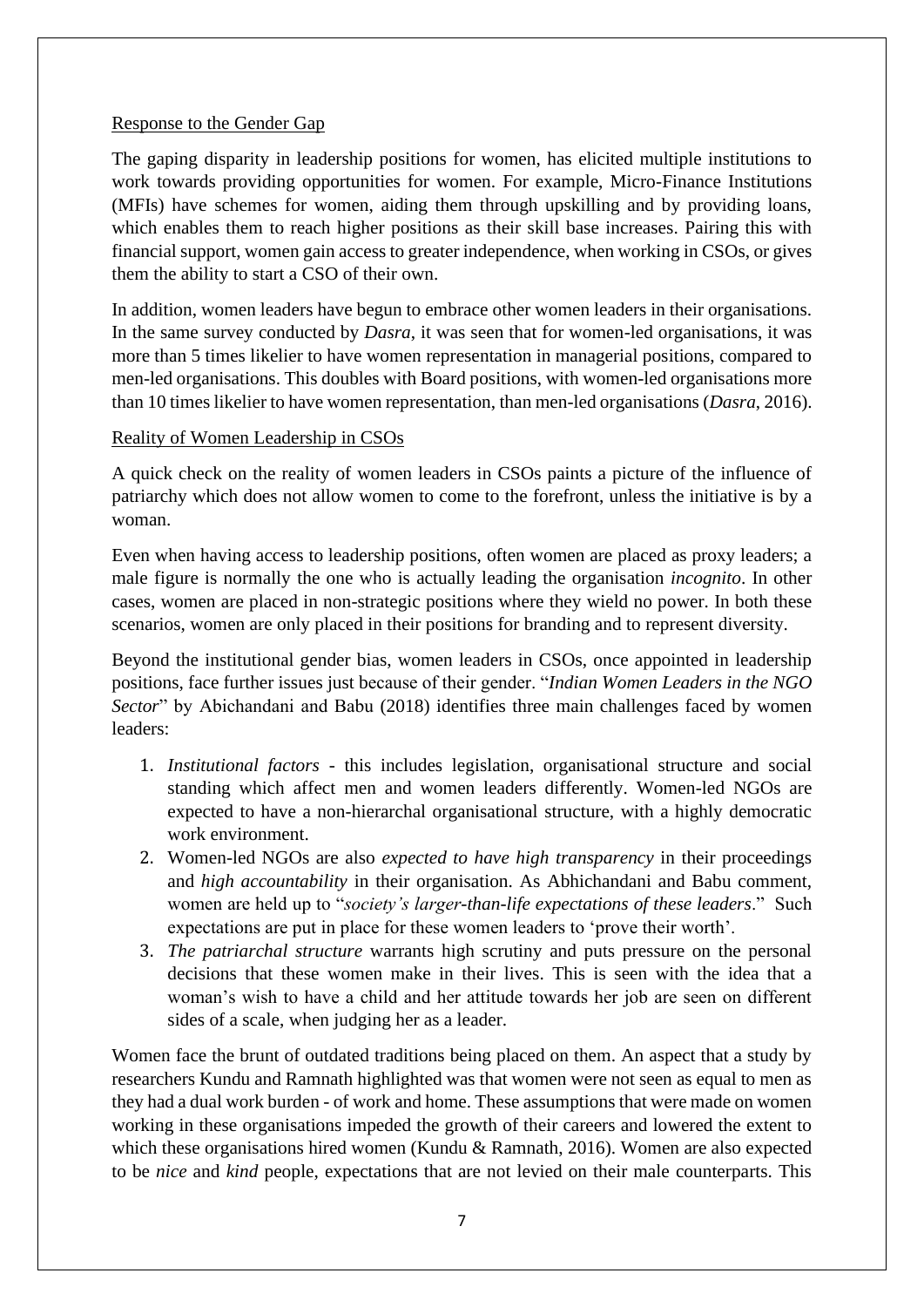Response to the Gender Gap

The gaping disparity in leadership positions for women, has elicited multiple institutions to work towards providing opportunities for women. For example, Micro-Finance Institutions (MFIs) have schemes for women, aiding them through upskilling and by providing loans, which enables them to reach higher positions as their skill base increases. Pairing this with financial support, women gain access to greater independence, when working in CSOs, or gives them the ability to start a CSO of their own.

In addition, women leaders have begun to embrace other women leaders in their organisations. In the same survey conducted by *Dasra*, it was seen that for women-led organisations, it was more than 5 times likelier to have women representation in managerial positions, compared to men-led organisations. This doubles with Board positions, with women-led organisations more than 10 times likelier to have women representation, than men-led organisations (*Dasra*, 2016).

Reality of Women Leadership in CSOs

A quick check on the reality of women leaders in CSOs paints a picture of the influence of patriarchy which does not allow women to come to the forefront, unless the initiative is by a woman.

Even when having access to leadership positions, often women are placed as proxy leaders; a male figure is normally the one who is actually leading the organisation *incognito*. In other cases, women are placed in non-strategic positions where they wield no power. In both these scenarios, women are only placed in their positions for branding and to represent diversity.

Beyond the institutional gender bias, women leaders in CSOs, once appointed in leadership positions, face further issues just because of their gender. "*Indian Women Leaders in the NGO Sector*" by Abichandani and Babu (2018) identifies three main challenges faced by women leaders:

1. *Institutional factors* - this includes legislation, organisational structure and social standing which affect men and women leaders differently. Women-led NGOs are expected to have a non-hierarchal organisational structure, with a highly democratic work environment.
2. Women-led NGOs are also *expected to have high transparency* in their proceedings and *high accountability* in their organisation. As Abhichandani and Babu comment, women are held up to "*society's larger-than-life expectations of these leaders*." Such expectations are put in place for these women leaders to 'prove their worth'.
3. *The patriarchal structure* warrants high scrutiny and puts pressure on the personal decisions that these women make in their lives. This is seen with the idea that a woman's wish to have a child and her attitude towards her job are seen on different sides of a scale, when judging her as a leader.

Women face the brunt of outdated traditions being placed on them. An aspect that a study by researchers Kundu and Ramnath highlighted was that women were not seen as equal to men as they had a dual work burden - of work and home. These assumptions that were made on women working in these organisations impeded the growth of their careers and lowered the extent to which these organisations hired women (Kundu & Ramnath, 2016). Women are also expected to be *nice* and *kind* people, expectations that are not levied on their male counterparts. This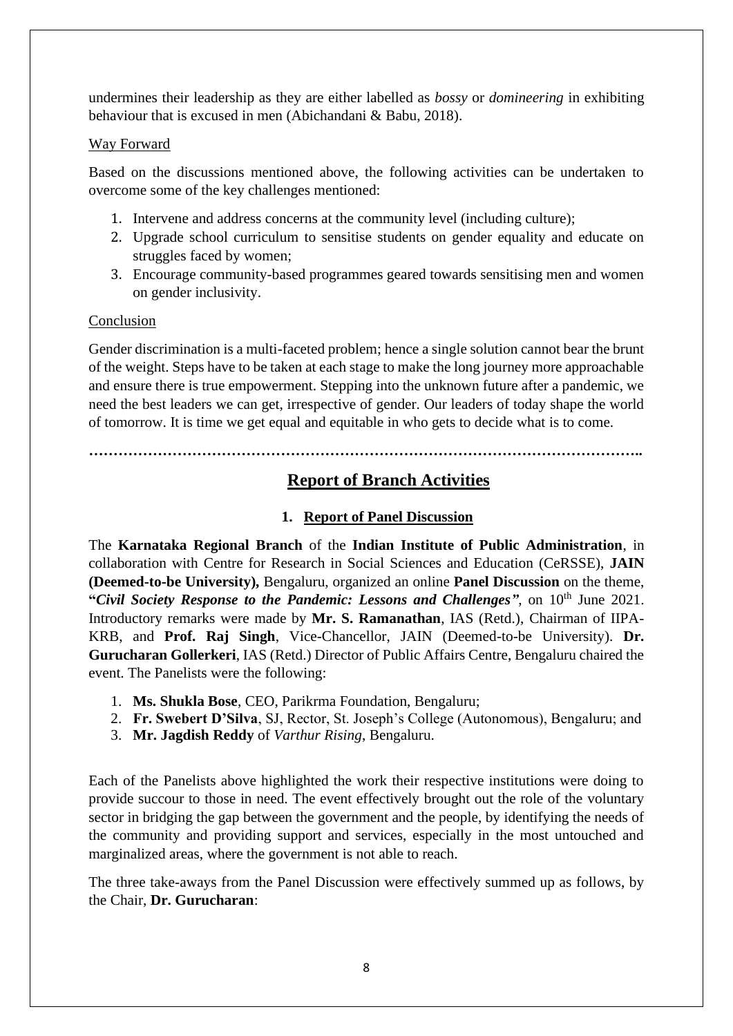undermines their leadership as they are either labelled as *bossy* or *domineering* in exhibiting behaviour that is excused in men (Abichandani & Babu, 2018).

Way Forward

Based on the discussions mentioned above, the following activities can be undertaken to overcome some of the key challenges mentioned:

1. Intervene and address concerns at the community level (including culture);
2. Upgrade school curriculum to sensitise students on gender equality and educate on struggles faced by women;
3. Encourage community-based programmes geared towards sensitising men and women on gender inclusivity.

Conclusion

Gender discrimination is a multi-faceted problem; hence a single solution cannot bear the brunt of the weight. Steps have to be taken at each stage to make the long journey more approachable and ensure there is true empowerment. Stepping into the unknown future after a pandemic, we need the best leaders we can get, irrespective of gender. Our leaders of today shape the world of tomorrow. It is time we get equal and equitable in who gets to decide what is to come.

…………………………………………………………………………………………………..

## Report of Branch Activities

### 1. Report of Panel Discussion

The **Karnataka Regional Branch** of the **Indian Institute of Public Administration**, in collaboration with Centre for Research in Social Sciences and Education (CeRSSE), **JAIN (Deemed-to-be University),** Bengaluru, organized an online **Panel Discussion** on the theme, **"*Civil Society Response to the Pandemic: Lessons and Challenges"***, on 10th June 2021. Introductory remarks were made by **Mr. S. Ramanathan**, IAS (Retd.), Chairman of IIPA-KRB, and **Prof. Raj Singh**, Vice-Chancellor, JAIN (Deemed-to-be University). **Dr. Gurucharan Gollerkeri**, IAS (Retd.) Director of Public Affairs Centre, Bengaluru chaired the event. The Panelists were the following:

1. **Ms. Shukla Bose**, CEO, Parikrma Foundation, Bengaluru;
2. **Fr. Swebert D'Silva**, SJ, Rector, St. Joseph's College (Autonomous), Bengaluru; and
3. **Mr. Jagdish Reddy** of *Varthur Rising*, Bengaluru.

Each of the Panelists above highlighted the work their respective institutions were doing to provide succour to those in need. The event effectively brought out the role of the voluntary sector in bridging the gap between the government and the people, by identifying the needs of the community and providing support and services, especially in the most untouched and marginalized areas, where the government is not able to reach.

The three take-aways from the Panel Discussion were effectively summed up as follows, by the Chair, **Dr. Gurucharan**: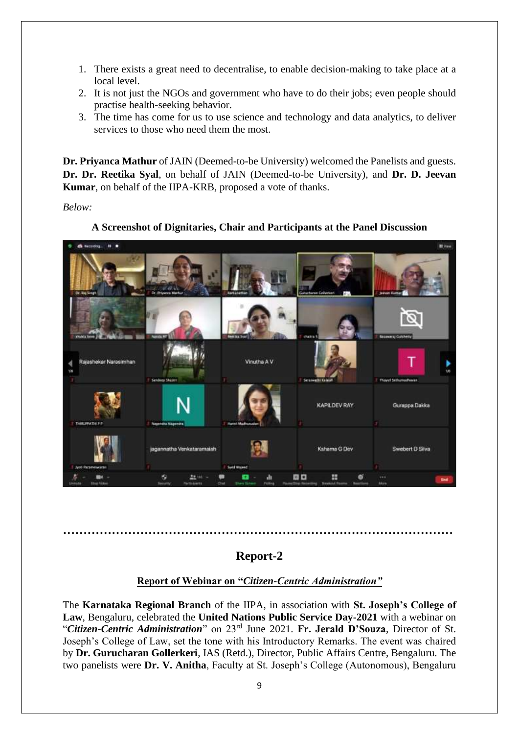1. There exists a great need to decentralise, to enable decision-making to take place at a local level.
2. It is not just the NGOs and government who have to do their jobs; even people should practise health-seeking behavior.
3. The time has come for us to use science and technology and data analytics, to deliver services to those who need them the most.

**Dr. Priyanca Mathur** of JAIN (Deemed-to-be University) welcomed the Panelists and guests. **Dr. Dr. Reetika Syal**, on behalf of JAIN (Deemed-to-be University), and **Dr. D. Jeevan Kumar**, on behalf of the IIPA-KRB, proposed a vote of thanks.

*Below:*

**A Screenshot of Dignitaries, Chair and Participants at the Panel Discussion**

……………………………………………………………………………………

## Report-2

**Report of Webinar on "*Citizen-Centric Administration*"**

The **Karnataka Regional Branch** of the IIPA, in association with **St. Joseph's College of Law**, Bengaluru, celebrated the **United Nations Public Service Day-2021** with a webinar on "***Citizen-Centric Administration***" on 23rd June 2021. **Fr. Jerald D'Souza**, Director of St. Joseph's College of Law, set the tone with his Introductory Remarks. The event was chaired by **Dr. Gurucharan Gollerkeri**, IAS (Retd.), Director, Public Affairs Centre, Bengaluru. The two panelists were **Dr. V. Anitha**, Faculty at St. Joseph's College (Autonomous), Bengaluru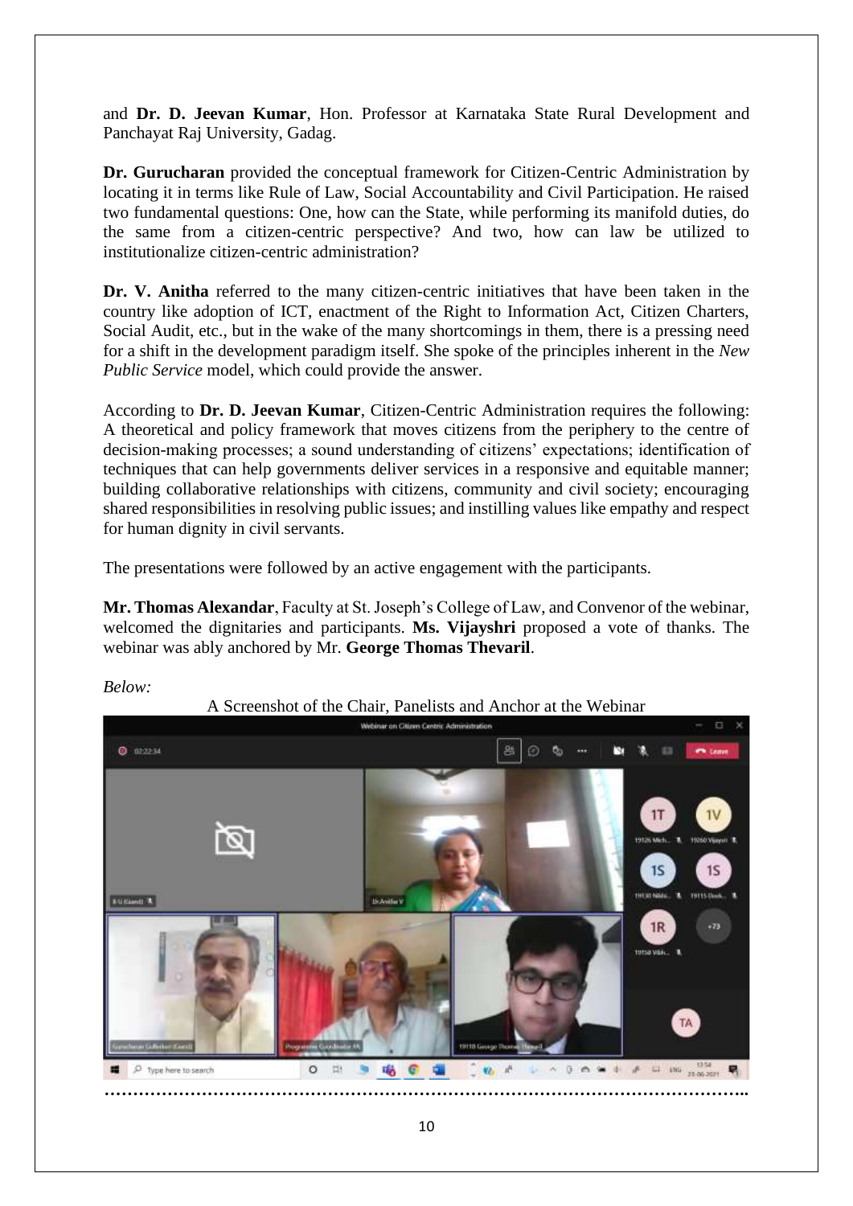and **Dr. D. Jeevan Kumar**, Hon. Professor at Karnataka State Rural Development and Panchayat Raj University, Gadag.

**Dr. Gurucharan** provided the conceptual framework for Citizen-Centric Administration by locating it in terms like Rule of Law, Social Accountability and Civil Participation. He raised two fundamental questions: One, how can the State, while performing its manifold duties, do the same from a citizen-centric perspective? And two, how can law be utilized to institutionalize citizen-centric administration?

**Dr. V. Anitha** referred to the many citizen-centric initiatives that have been taken in the country like adoption of ICT, enactment of the Right to Information Act, Citizen Charters, Social Audit, etc., but in the wake of the many shortcomings in them, there is a pressing need for a shift in the development paradigm itself. She spoke of the principles inherent in the *New Public Service* model, which could provide the answer.

According to **Dr. D. Jeevan Kumar**, Citizen-Centric Administration requires the following: A theoretical and policy framework that moves citizens from the periphery to the centre of decision-making processes; a sound understanding of citizens' expectations; identification of techniques that can help governments deliver services in a responsive and equitable manner; building collaborative relationships with citizens, community and civil society; encouraging shared responsibilities in resolving public issues; and instilling values like empathy and respect for human dignity in civil servants.

The presentations were followed by an active engagement with the participants.

**Mr. Thomas Alexandar**, Faculty at St. Joseph's College of Law, and Convenor of the webinar, welcomed the dignitaries and participants. **Ms. Vijayshri** proposed a vote of thanks. The webinar was ably anchored by Mr. **George Thomas Thevaril**.

*Below:*

A Screenshot of the Chair, Panelists and Anchor at the Webinar

…………………………………………………………………………………………………..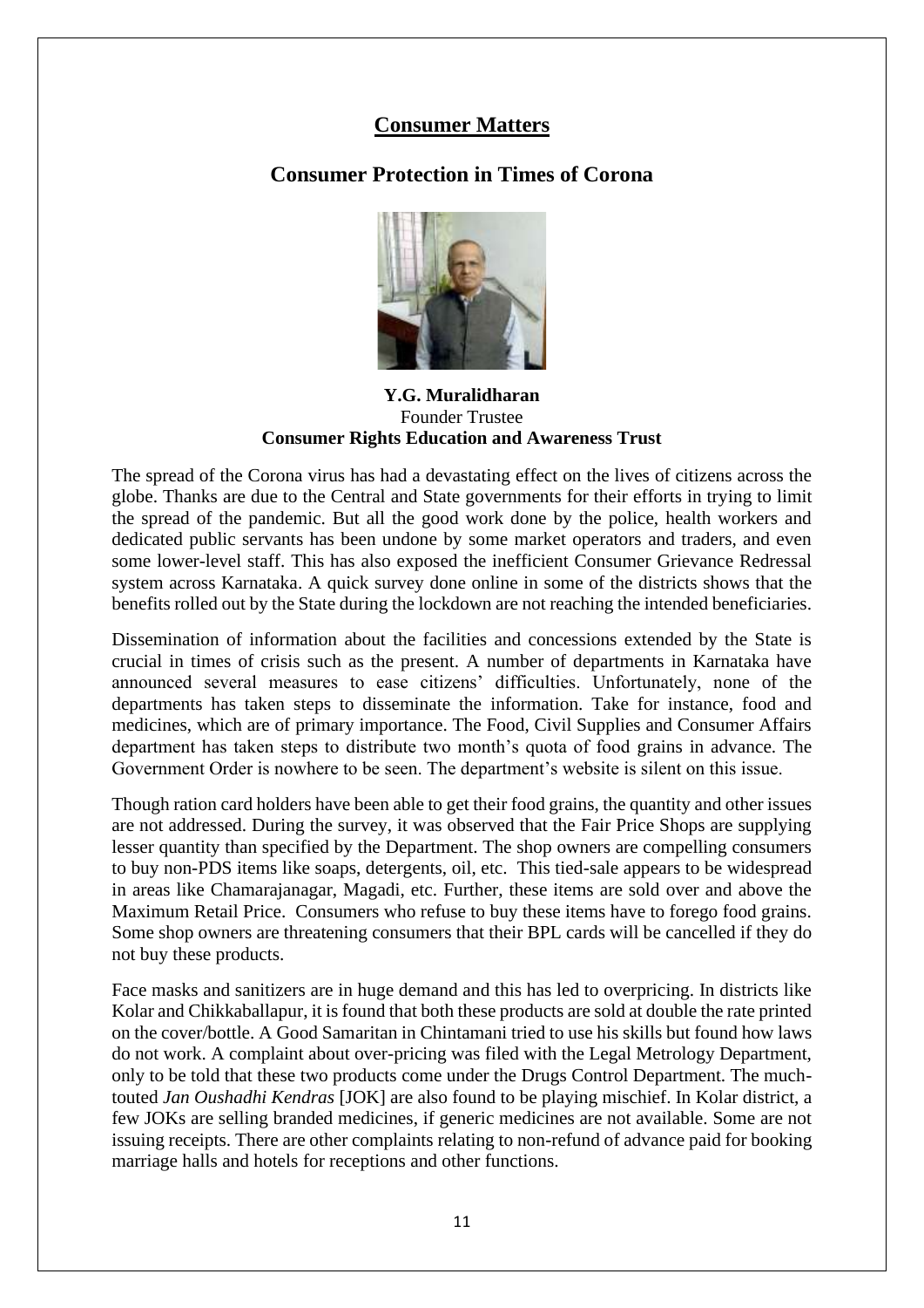## Consumer Matters

## Consumer Protection in Times of Corona

**Y.G. Muralidharan**
Founder Trustee
**Consumer Rights Education and Awareness Trust**

The spread of the Corona virus has had a devastating effect on the lives of citizens across the globe. Thanks are due to the Central and State governments for their efforts in trying to limit the spread of the pandemic. But all the good work done by the police, health workers and dedicated public servants has been undone by some market operators and traders, and even some lower-level staff. This has also exposed the inefficient Consumer Grievance Redressal system across Karnataka. A quick survey done online in some of the districts shows that the benefits rolled out by the State during the lockdown are not reaching the intended beneficiaries.

Dissemination of information about the facilities and concessions extended by the State is crucial in times of crisis such as the present. A number of departments in Karnataka have announced several measures to ease citizens' difficulties. Unfortunately, none of the departments has taken steps to disseminate the information. Take for instance, food and medicines, which are of primary importance. The Food, Civil Supplies and Consumer Affairs department has taken steps to distribute two month's quota of food grains in advance. The Government Order is nowhere to be seen. The department's website is silent on this issue.

Though ration card holders have been able to get their food grains, the quantity and other issues are not addressed. During the survey, it was observed that the Fair Price Shops are supplying lesser quantity than specified by the Department. The shop owners are compelling consumers to buy non-PDS items like soaps, detergents, oil, etc. This tied-sale appears to be widespread in areas like Chamarajanagar, Magadi, etc. Further, these items are sold over and above the Maximum Retail Price. Consumers who refuse to buy these items have to forego food grains. Some shop owners are threatening consumers that their BPL cards will be cancelled if they do not buy these products.

Face masks and sanitizers are in huge demand and this has led to overpricing. In districts like Kolar and Chikkaballapur, it is found that both these products are sold at double the rate printed on the cover/bottle. A Good Samaritan in Chintamani tried to use his skills but found how laws do not work. A complaint about over-pricing was filed with the Legal Metrology Department, only to be told that these two products come under the Drugs Control Department. The much-touted *Jan Oushadhi Kendras* [JOK] are also found to be playing mischief. In Kolar district, a few JOKs are selling branded medicines, if generic medicines are not available. Some are not issuing receipts. There are other complaints relating to non-refund of advance paid for booking marriage halls and hotels for receptions and other functions.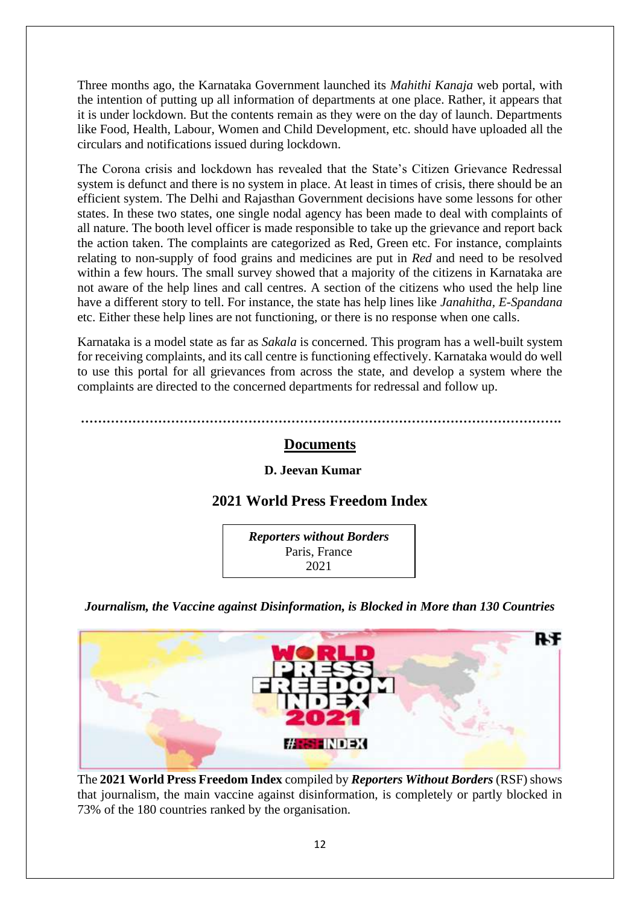Three months ago, the Karnataka Government launched its *Mahithi Kanaja* web portal, with the intention of putting up all information of departments at one place. Rather, it appears that it is under lockdown. But the contents remain as they were on the day of launch. Departments like Food, Health, Labour, Women and Child Development, etc. should have uploaded all the circulars and notifications issued during lockdown.

The Corona crisis and lockdown has revealed that the State's Citizen Grievance Redressal system is defunct and there is no system in place. At least in times of crisis, there should be an efficient system. The Delhi and Rajasthan Government decisions have some lessons for other states. In these two states, one single nodal agency has been made to deal with complaints of all nature. The booth level officer is made responsible to take up the grievance and report back the action taken. The complaints are categorized as Red, Green etc. For instance, complaints relating to non-supply of food grains and medicines are put in *Red* and need to be resolved within a few hours. The small survey showed that a majority of the citizens in Karnataka are not aware of the help lines and call centres. A section of the citizens who used the help line have a different story to tell. For instance, the state has help lines like *Janahitha*, *E-Spandana* etc. Either these help lines are not functioning, or there is no response when one calls.

Karnataka is a model state as far as *Sakala* is concerned. This program has a well-built system for receiving complaints, and its call centre is functioning effectively. Karnataka would do well to use this portal for all grievances from across the state, and develop a system where the complaints are directed to the concerned departments for redressal and follow up.

…………………………………………………………………………………………………

## Documents

**D. Jeevan Kumar**

## 2021 World Press Freedom Index

*Reporters without Borders*
Paris, France
2021

***Journalism, the Vaccine against Disinformation, is Blocked in More than 130 Countries***

The **2021 World Press Freedom Index** compiled by ***Reporters Without Borders*** (RSF) shows that journalism, the main vaccine against disinformation, is completely or partly blocked in 73% of the 180 countries ranked by the organisation.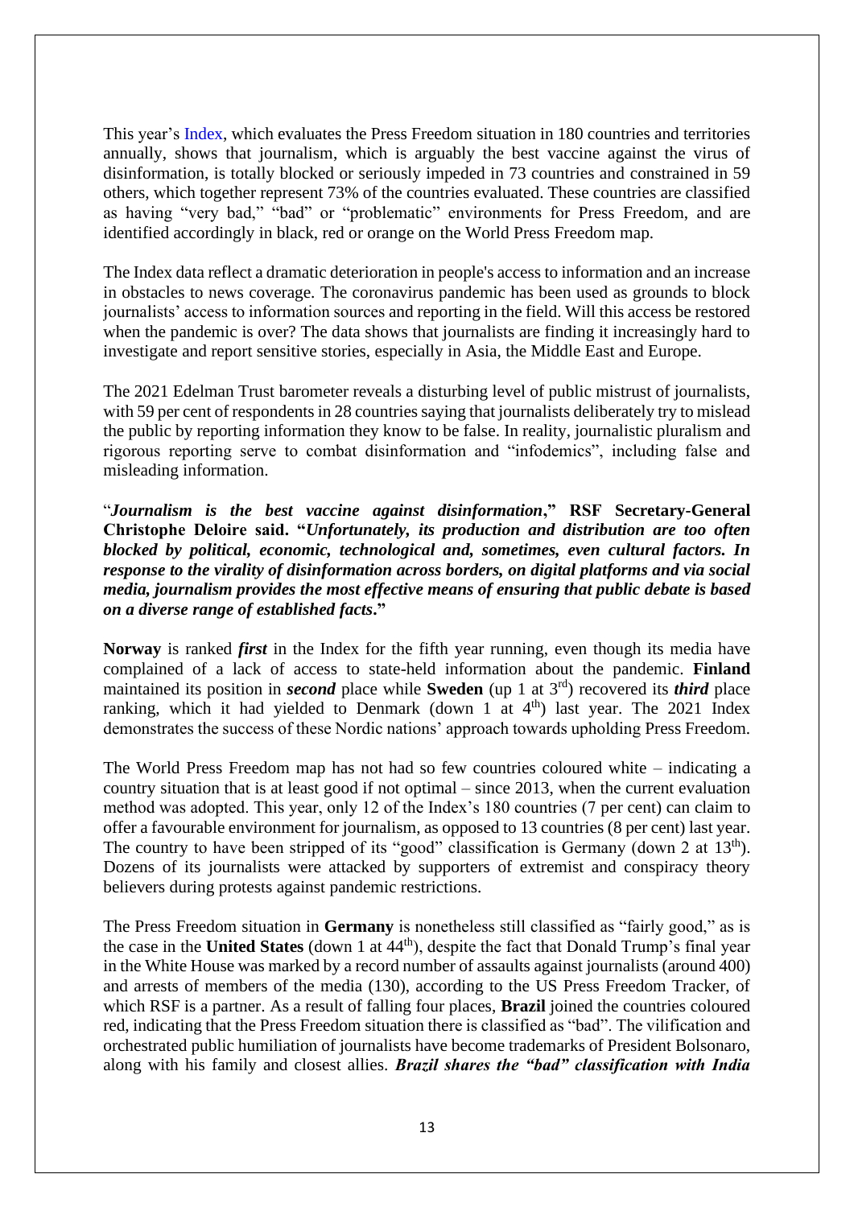This year's Index, which evaluates the Press Freedom situation in 180 countries and territories annually, shows that journalism, which is arguably the best vaccine against the virus of disinformation, is totally blocked or seriously impeded in 73 countries and constrained in 59 others, which together represent 73% of the countries evaluated. These countries are classified as having "very bad," "bad" or "problematic" environments for Press Freedom, and are identified accordingly in black, red or orange on the World Press Freedom map.

The Index data reflect a dramatic deterioration in people's access to information and an increase in obstacles to news coverage. The coronavirus pandemic has been used as grounds to block journalists' access to information sources and reporting in the field. Will this access be restored when the pandemic is over? The data shows that journalists are finding it increasingly hard to investigate and report sensitive stories, especially in Asia, the Middle East and Europe.

The 2021 Edelman Trust barometer reveals a disturbing level of public mistrust of journalists, with 59 per cent of respondents in 28 countries saying that journalists deliberately try to mislead the public by reporting information they know to be false. In reality, journalistic pluralism and rigorous reporting serve to combat disinformation and "infodemics", including false and misleading information.

"***Journalism is the best vaccine against disinformation*,"** **RSF Secretary-General Christophe Deloire said. "*Unfortunately, its production and distribution are too often blocked by political, economic, technological and, sometimes, even cultural factors. In response to the virality of disinformation across borders, on digital platforms and via social media, journalism provides the most effective means of ensuring that public debate is based on a diverse range of established facts*."**

**Norway** is ranked ***first*** in the Index for the fifth year running, even though its media have complained of a lack of access to state-held information about the pandemic. **Finland** maintained its position in ***second*** place while **Sweden** (up 1 at 3rd) recovered its ***third*** place ranking, which it had yielded to Denmark (down 1 at 4th) last year. The 2021 Index demonstrates the success of these Nordic nations' approach towards upholding Press Freedom.

The World Press Freedom map has not had so few countries coloured white – indicating a country situation that is at least good if not optimal – since 2013, when the current evaluation method was adopted. This year, only 12 of the Index's 180 countries (7 per cent) can claim to offer a favourable environment for journalism, as opposed to 13 countries (8 per cent) last year. The country to have been stripped of its "good" classification is Germany (down 2 at 13th). Dozens of its journalists were attacked by supporters of extremist and conspiracy theory believers during protests against pandemic restrictions.

The Press Freedom situation in **Germany** is nonetheless still classified as "fairly good," as is the case in the **United States** (down 1 at 44th), despite the fact that Donald Trump's final year in the White House was marked by a record number of assaults against journalists (around 400) and arrests of members of the media (130), according to the US Press Freedom Tracker, of which RSF is a partner. As a result of falling four places, **Brazil** joined the countries coloured red, indicating that the Press Freedom situation there is classified as "bad". The vilification and orchestrated public humiliation of journalists have become trademarks of President Bolsonaro, along with his family and closest allies. ***Brazil shares the "bad" classification with India***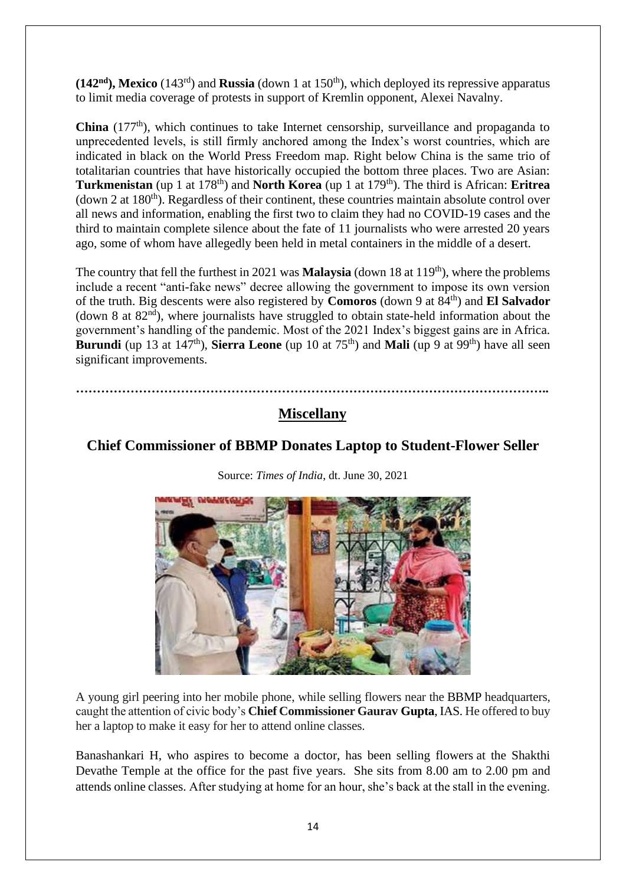**(142nd), Mexico** (143rd) and **Russia** (down 1 at 150th), which deployed its repressive apparatus to limit media coverage of protests in support of Kremlin opponent, Alexei Navalny.

**China** (177th), which continues to take Internet censorship, surveillance and propaganda to unprecedented levels, is still firmly anchored among the Index's worst countries, which are indicated in black on the World Press Freedom map. Right below China is the same trio of totalitarian countries that have historically occupied the bottom three places. Two are Asian: **Turkmenistan** (up 1 at 178th) and **North Korea** (up 1 at 179th). The third is African: **Eritrea** (down 2 at 180th). Regardless of their continent, these countries maintain absolute control over all news and information, enabling the first two to claim they had no COVID-19 cases and the third to maintain complete silence about the fate of 11 journalists who were arrested 20 years ago, some of whom have allegedly been held in metal containers in the middle of a desert.

The country that fell the furthest in 2021 was **Malaysia** (down 18 at 119th), where the problems include a recent "anti-fake news" decree allowing the government to impose its own version of the truth. Big descents were also registered by **Comoros** (down 9 at 84th) and **El Salvador** (down 8 at 82nd), where journalists have struggled to obtain state-held information about the government's handling of the pandemic. Most of the 2021 Index's biggest gains are in Africa. **Burundi** (up 13 at 147th), **Sierra Leone** (up 10 at 75th) and **Mali** (up 9 at 99th) have all seen significant improvements.

………………………………………………………………………………………………..

## Miscellany

### Chief Commissioner of BBMP Donates Laptop to Student-Flower Seller

Source: *Times of India*, dt. June 30, 2021

A young girl peering into her mobile phone, while selling flowers near the BBMP headquarters, caught the attention of civic body's **Chief Commissioner Gaurav Gupta**, IAS. He offered to buy her a laptop to make it easy for her to attend online classes.

Banashankari H, who aspires to become a doctor, has been selling flowers at the Shakthi Devathe Temple at the office for the past five years. She sits from 8.00 am to 2.00 pm and attends online classes. After studying at home for an hour, she's back at the stall in the evening.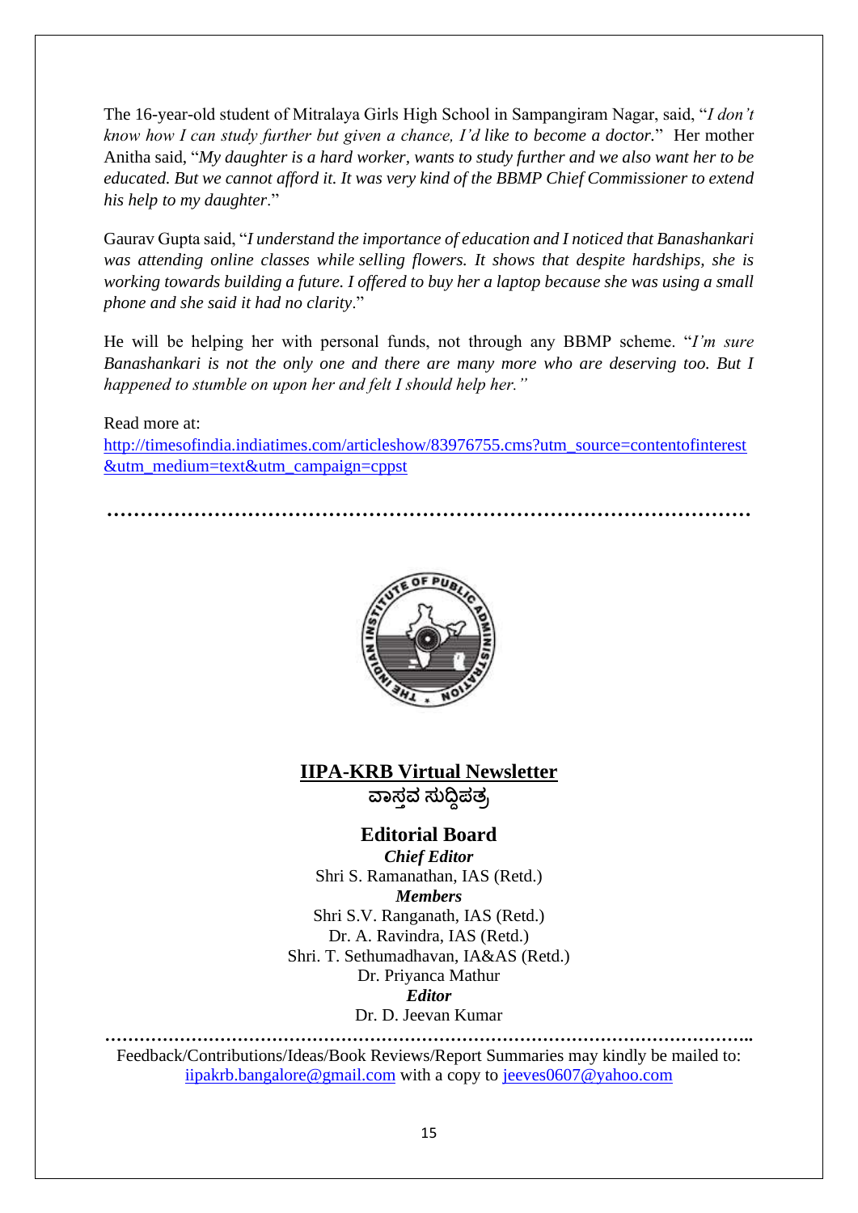The 16-year-old student of Mitralaya Girls High School in Sampangiram Nagar, said, "*I don't know how I can study further but given a chance, I'd like to become a doctor.*" Her mother Anitha said, "*My daughter is a hard worker, wants to study further and we also want her to be educated. But we cannot afford it. It was very kind of the BBMP Chief Commissioner to extend his help to my daughter*."

Gaurav Gupta said, "*I understand the importance of education and I noticed that Banashankari was attending online classes while selling flowers. It shows that despite hardships, she is working towards building a future. I offered to buy her a laptop because she was using a small phone and she said it had no clarity*."

He will be helping her with personal funds, not through any BBMP scheme. "*I'm sure Banashankari is not the only one and there are many more who are deserving too. But I happened to stumble on upon her and felt I should help her.*"

Read more at: [http://timesofindia.indiatimes.com/articleshow/83976755.cms?utm_source=contentofinterest&utm_medium=text&utm_campaign=cppst](http://timesofindia.indiatimes.com/articleshow/83976755.cms?utm_source=contentofinterest&utm_medium=text&utm_campaign=cppst)

…………………………………………………………………………………………

## IIPA-KRB Virtual Newsletter

ವಾಸ್ತವ ಸುದ್ದಿಪತ್ರ

### Editorial Board

***Chief Editor***

Shri S. Ramanathan, IAS (Retd.)

***Members***

Shri S.V. Ranganath, IAS (Retd.)

Dr. A. Ravindra, IAS (Retd.)

Shri. T. Sethumadhavan, IA&AS (Retd.)

Dr. Priyanca Mathur

***Editor***

Dr. D. Jeevan Kumar

…………………………………………………………………………………………..

Feedback/Contributions/Ideas/Book Reviews/Report Summaries may kindly be mailed to: [iipakrb.bangalore@gmail.com](mailto:iipakrb.bangalore@gmail.com) with a copy to [jeeves0607@yahoo.com](mailto:jeeves0607@yahoo.com)